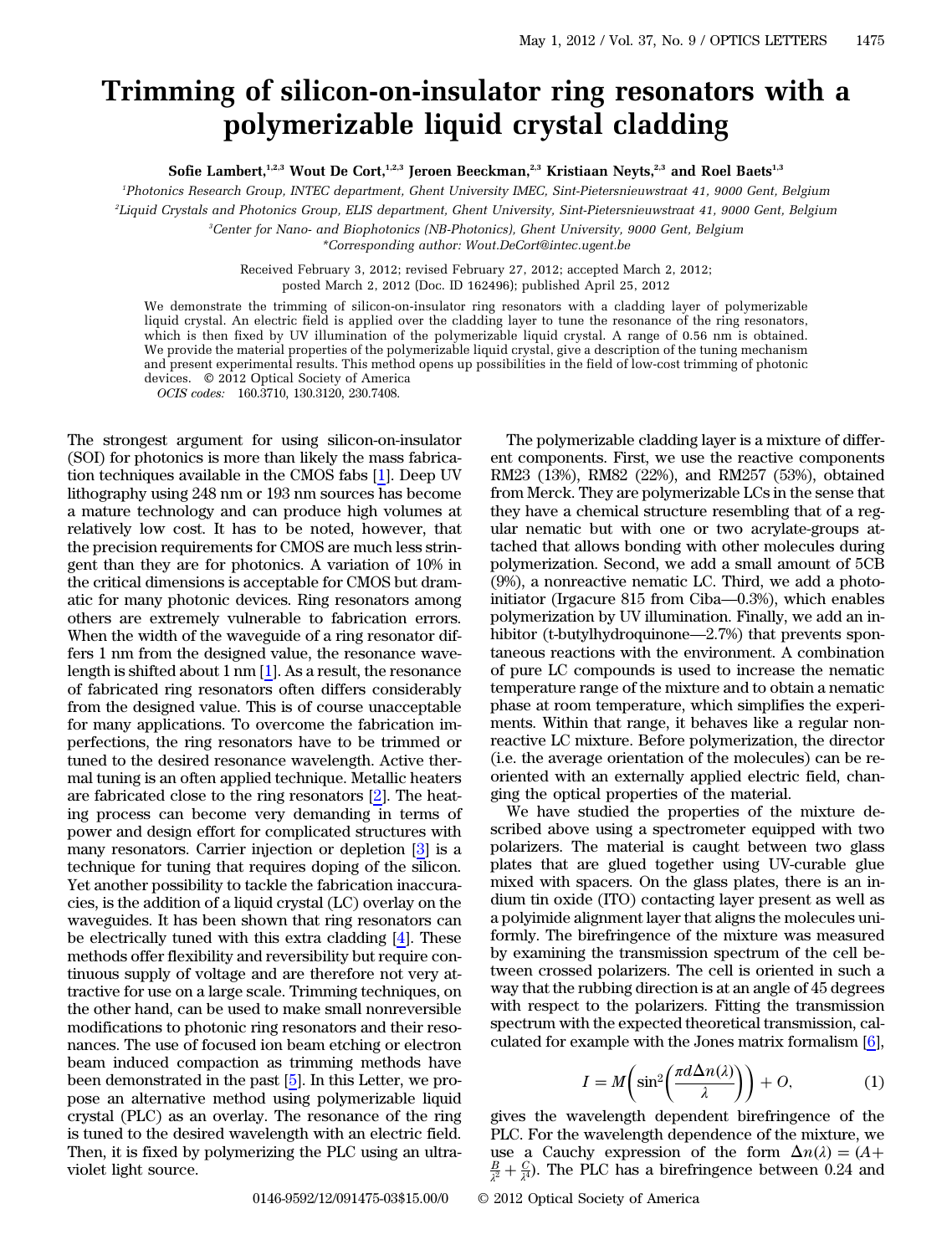# Trimming of silicon-on-insulator ring resonators with a polymerizable liquid crystal cladding

**Sofie Lambert,[1,2,3] Wout De Cort,[1,2,3] Jeroen Beeckman,[2,3] Kristiaan Neyts,[2,3] and Roel Baets[1,3]**

[1]*Photonics Research Group, INTEC department, Ghent University IMEC, Sint-Pietersnieuwstraat 41, 9000 Gent, Belgium*

[2]*Liquid Crystals and Photonics Group, ELIS department, Ghent University, Sint-Pietersnieuwstraat 41, 9000 Gent, Belgium*

[3]*Center for Nano- and Biophotonics (NB-Photonics), Ghent University, 9000 Gent, Belgium*

*\*Corresponding author: Wout.DeCort@intec.ugent.be*

Received February 3, 2012; revised February 27, 2012; accepted March 2, 2012; posted March 2, 2012 (Doc. ID 162496); published April 25, 2012

We demonstrate the trimming of silicon-on-insulator ring resonators with a cladding layer of polymerizable liquid crystal. An electric field is applied over the cladding layer to tune the resonance of the ring resonators, which is then fixed by UV illumination of the polymerizable liquid crystal. A range of 0.56 nm is obtained. We provide the material properties of the polymerizable liquid crystal, give a description of the tuning mechanism and present experimental results. This method opens up possibilities in the field of low-cost trimming of photonic devices. © 2012 Optical Society of America

*OCIS codes:* 160.3710, 130.3120, 230.7408.

The strongest argument for using silicon-on-insulator (SOI) for photonics is more than likely the mass fabrication techniques available in the CMOS fabs [1]. Deep UV lithography using 248 nm or 193 nm sources has become a mature technology and can produce high volumes at relatively low cost. It has to be noted, however, that the precision requirements for CMOS are much less stringent than they are for photonics. A variation of 10% in the critical dimensions is acceptable for CMOS but dramatic for many photonic devices. Ring resonators among others are extremely vulnerable to fabrication errors. When the width of the waveguide of a ring resonator differs 1 nm from the designed value, the resonance wavelength is shifted about 1 nm [1]. As a result, the resonance of fabricated ring resonators often differs considerably from the designed value. This is of course unacceptable for many applications. To overcome the fabrication imperfections, the ring resonators have to be trimmed or tuned to the desired resonance wavelength. Active thermal tuning is an often applied technique. Metallic heaters are fabricated close to the ring resonators [2]. The heating process can become very demanding in terms of power and design effort for complicated structures with many resonators. Carrier injection or depletion [3] is a technique for tuning that requires doping of the silicon. Yet another possibility to tackle the fabrication inaccuracies, is the addition of a liquid crystal (LC) overlay on the waveguides. It has been shown that ring resonators can be electrically tuned with this extra cladding [4]. These methods offer flexibility and reversibility but require continuous supply of voltage and are therefore not very attractive for use on a large scale. Trimming techniques, on the other hand, can be used to make small nonreversible modifications to photonic ring resonators and their resonances. The use of focused ion beam etching or electron beam induced compaction as trimming methods have been demonstrated in the past [5]. In this Letter, we propose an alternative method using polymerizable liquid crystal (PLC) as an overlay. The resonance of the ring is tuned to the desired wavelength with an electric field. Then, it is fixed by polymerizing the PLC using an ultraviolet light source.

The polymerizable cladding layer is a mixture of different components. First, we use the reactive components RM23 (13%), RM82 (22%), and RM257 (53%), obtained from Merck. They are polymerizable LCs in the sense that they have a chemical structure resembling that of a regular nematic but with one or two acrylate-groups attached that allows bonding with other molecules during polymerization. Second, we add a small amount of 5CB (9%), a nonreactive nematic LC. Third, we add a photoinitiator (Irgacure 815 from Ciba—0.3%), which enables polymerization by UV illumination. Finally, we add an inhibitor (t-butylhydroquinone—2.7%) that prevents spontaneous reactions with the environment. A combination of pure LC compounds is used to increase the nematic temperature range of the mixture and to obtain a nematic phase at room temperature, which simplifies the experiments. Within that range, it behaves like a regular nonreactive LC mixture. Before polymerization, the director (i.e. the average orientation of the molecules) can be reoriented with an externally applied electric field, changing the optical properties of the material.

We have studied the properties of the mixture described above using a spectrometer equipped with two polarizers. The material is caught between two glass plates that are glued together using UV-curable glue mixed with spacers. On the glass plates, there is an indium tin oxide (ITO) contacting layer present as well as a polyimide alignment layer that aligns the molecules uniformly. The birefringence of the mixture was measured by examining the transmission spectrum of the cell between crossed polarizers. The cell is oriented in such a way that the rubbing direction is at an angle of 45 degrees with respect to the polarizers. Fitting the transmission spectrum with the expected theoretical transmission, calculated for example with the Jones matrix formalism [6],

$$I = M\left(\sin^2\left(\frac{\pi d \Delta n(\lambda)}{\lambda}\right)\right) + O, \qquad (1)$$

gives the wavelength dependent birefringence of the PLC. For the wavelength dependence of the mixture, we use a Cauchy expression of the form $\Delta n(\lambda) = (A + \frac{B}{\lambda^2} + \frac{C}{\lambda^4})$. The PLC has a birefringence between 0.24 and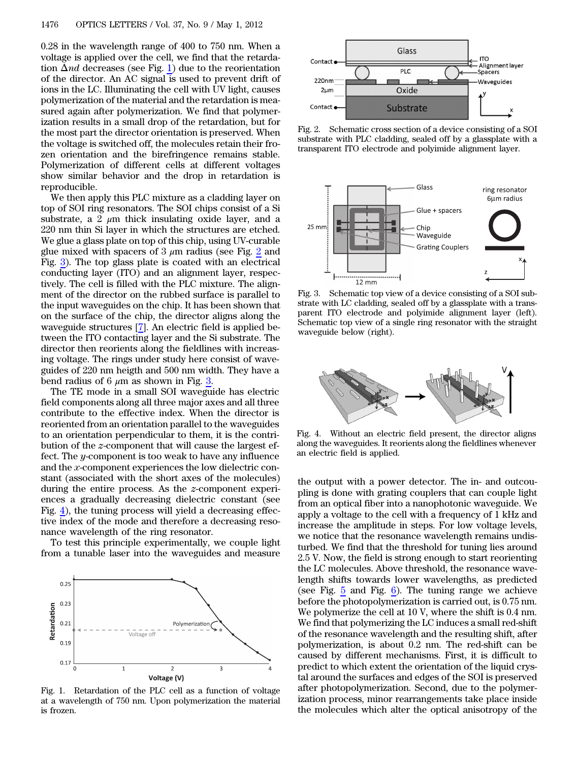0.28 in the wavelength range of 400 to 750 nm. When a voltage is applied over the cell, we find that the retardation $\Delta nd$ decreases (see Fig. 1) due to the reorientation of the director. An AC signal is used to prevent drift of ions in the LC. Illuminating the cell with UV light, causes polymerization of the material and the retardation is measured again after polymerization. We find that polymerization results in a small drop of the retardation, but for the most part the director orientation is preserved. When the voltage is switched off, the molecules retain their frozen orientation and the birefringence remains stable. Polymerization of different cells at different voltages show similar behavior and the drop in retardation is reproducible.

We then apply this PLC mixture as a cladding layer on top of SOI ring resonators. The SOI chips consist of a Si substrate, a 2 $\mu$m thick insulating oxide layer, and a 220 nm thin Si layer in which the structures are etched. We glue a glass plate on top of this chip, using UV-curable glue mixed with spacers of 3 $\mu$m radius (see Fig. 2 and Fig. 3). The top glass plate is coated with an electrical conducting layer (ITO) and an alignment layer, respectively. The cell is filled with the PLC mixture. The alignment of the director on the rubbed surface is parallel to the input waveguides on the chip. It has been shown that on the surface of the chip, the director aligns along the waveguide structures [7]. An electric field is applied between the ITO contacting layer and the Si substrate. The director then reorients along the fieldlines with increasing voltage. The rings under study here consist of waveguides of 220 nm heigth and 500 nm width. They have a bend radius of 6 $\mu$m as shown in Fig. 3.

The TE mode in a small SOI waveguide has electric field components along all three major axes and all three contribute to the effective index. When the director is reoriented from an orientation parallel to the waveguides to an orientation perpendicular to them, it is the contribution of the $z$-component that will cause the largest effect. The $y$-component is too weak to have any influence and the $x$-component experiences the low dielectric constant (associated with the short axes of the molecules) during the entire process. As the $z$-component experiences a gradually decreasing dielectric constant (see Fig. 4), the tuning process will yield a decreasing effective index of the mode and therefore a decreasing resonance wavelength of the ring resonator.

To test this principle experimentally, we couple light from a tunable laser into the waveguides and measure

Fig. 1. Retardation of the PLC cell as a function of voltage at a wavelength of 750 nm. Upon polymerization the material is frozen.

Fig. 2. Schematic cross section of a device consisting of a SOI substrate with PLC cladding, sealed off by a glassplate with a transparent ITO electrode and polyimide alignment layer.

Fig. 3. Schematic top view of a device consisting of a SOI substrate with LC cladding, sealed off by a glassplate with a transparent ITO electrode and polyimide alignment layer (left). Schematic top view of a single ring resonator with the straight waveguide below (right).

Fig. 4. Without an electric field present, the director aligns along the waveguides. It reorients along the fieldlines whenever an electric field is applied.

the output with a power detector. The in- and outcoupling is done with grating couplers that can couple light from an optical fiber into a nanophotonic waveguide. We apply a voltage to the cell with a frequency of 1 kHz and increase the amplitude in steps. For low voltage levels, we notice that the resonance wavelength remains undisturbed. We find that the threshold for tuning lies around 2.5 V. Now, the field is strong enough to start reorienting the LC molecules. Above threshold, the resonance wavelength shifts towards lower wavelengths, as predicted (see Fig. 5 and Fig. 6). The tuning range we achieve before the photopolymerization is carried out, is 0.75 nm. We polymerize the cell at 10 V, where the shift is 0.4 nm. We find that polymerizing the LC induces a small red-shift of the resonance wavelength and the resulting shift, after polymerization, is about 0.2 nm. The red-shift can be caused by different mechanisms. First, it is difficult to predict to which extent the orientation of the liquid crystal around the surfaces and edges of the SOI is preserved after photopolymerization. Second, due to the polymerization process, minor rearrangements take place inside the molecules which alter the optical anisotropy of the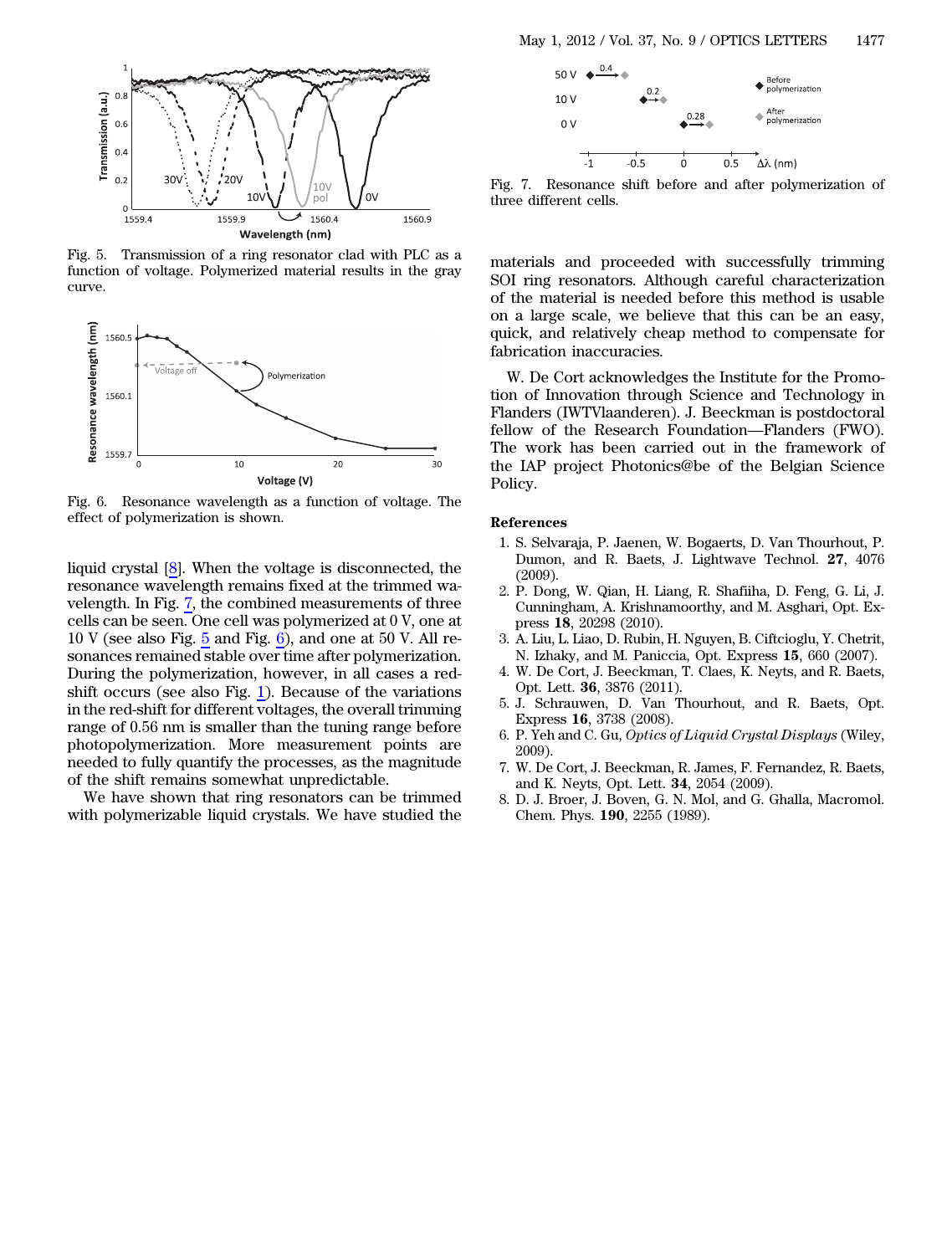1
0.8
0.6
0.4
0.2
0
Transmission (a.u.)
30V
20V
10V
10V pol
0V
1559.4
1559.9
1560.4
1560.9
Wavelength (nm)

Fig. 5. Transmission of a ring resonator clad with PLC as a function of voltage. Polymerized material results in the gray curve.

1560.5
1560.1
1559.7
Resonance wavelength (nm)
Voltage off
Polymerization
0
10
20
30
Voltage (V)

Fig. 6. Resonance wavelength as a function of voltage. The effect of polymerization is shown.

liquid crystal [8]. When the voltage is disconnected, the resonance wavelength remains fixed at the trimmed wavelength. In Fig. 7, the combined measurements of three cells can be seen. One cell was polymerized at 0 V, one at 10 V (see also Fig. 5 and Fig. 6), and one at 50 V. All resonances remained stable over time after polymerization. During the polymerization, however, in all cases a red-shift occurs (see also Fig. 1). Because of the variations in the red-shift for different voltages, the overall trimming range of 0.56 nm is smaller than the tuning range before photopolymerization. More measurement points are needed to fully quantify the processes, as the magnitude of the shift remains somewhat unpredictable.

We have shown that ring resonators can be trimmed with polymerizable liquid crystals. We have studied the

50 V
10 V
0 V
0.4
0.2
0.28
Before polymerization
After polymerization
-1
-0.5
0
0.5
Δλ (nm)

Fig. 7. Resonance shift before and after polymerization of three different cells.

materials and proceeded with successfully trimming SOI ring resonators. Although careful characterization of the material is needed before this method is usable on a large scale, we believe that this can be an easy, quick, and relatively cheap method to compensate for fabrication inaccuracies.

W. De Cort acknowledges the Institute for the Promotion of Innovation through Science and Technology in Flanders (IWTVlaanderen). J. Beeckman is postdoctoral fellow of the Research Foundation—Flanders (FWO). The work has been carried out in the framework of the IAP project Photonics@be of the Belgian Science Policy.

## References

1. S. Selvaraja, P. Jaenen, W. Bogaerts, D. Van Thourhout, P. Dumon, and R. Baets, J. Lightwave Technol. **27**, 4076 (2009).
2. P. Dong, W. Qian, H. Liang, R. Shafiiha, D. Feng, G. Li, J. Cunningham, A. Krishnamoorthy, and M. Asghari, Opt. Express **18**, 20298 (2010).
3. A. Liu, L. Liao, D. Rubin, H. Nguyen, B. Ciftcioglu, Y. Chetrit, N. Izhaky, and M. Paniccia, Opt. Express **15**, 660 (2007).
4. W. De Cort, J. Beeckman, T. Claes, K. Neyts, and R. Baets, Opt. Lett. **36**, 3876 (2011).
5. J. Schrauwen, D. Van Thourhout, and R. Baets, Opt. Express **16**, 3738 (2008).
6. P. Yeh and C. Gu, *Optics of Liquid Crystal Displays* (Wiley, 2009).
7. W. De Cort, J. Beeckman, R. James, F. Fernandez, R. Baets, and K. Neyts, Opt. Lett. **34**, 2054 (2009).
8. D. J. Broer, J. Boven, G. N. Mol, and G. Ghalla, Macromol. Chem. Phys. **190**, 2255 (1989).